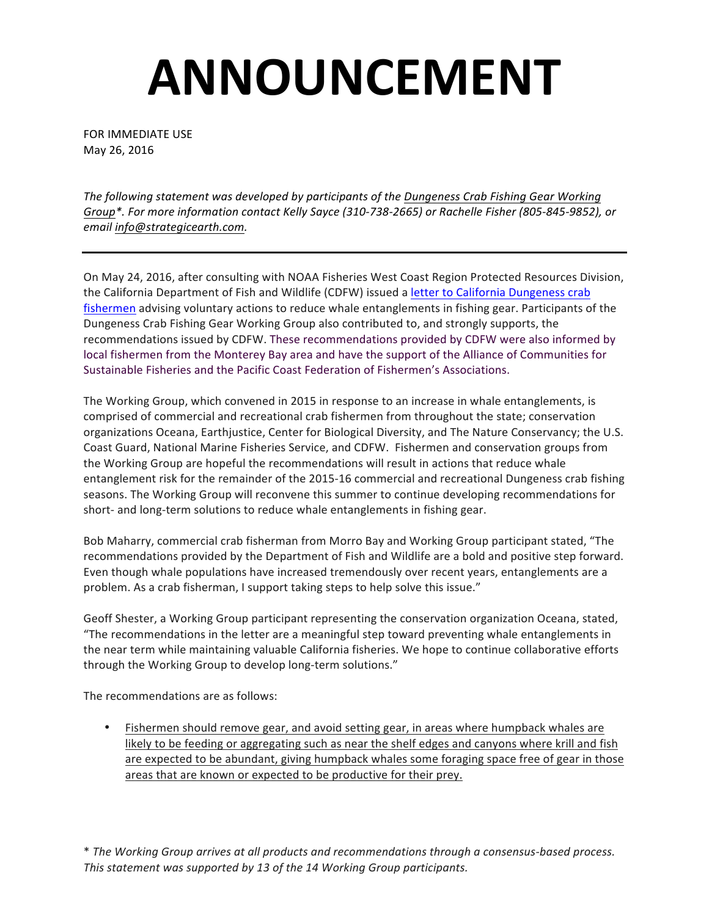# ANNOUNCEMENT

FOR IMMEDIATE USE
May 26, 2016

*The following statement was developed by participants of the Dungeness Crab Fishing Gear Working Group\*. For more information contact Kelly Sayce (310-738-2665) or Rachelle Fisher (805-845-9852), or email info@strategicearth.com.*

---

On May 24, 2016, after consulting with NOAA Fisheries West Coast Region Protected Resources Division, the California Department of Fish and Wildlife (CDFW) issued a letter to California Dungeness crab fishermen advising voluntary actions to reduce whale entanglements in fishing gear. Participants of the Dungeness Crab Fishing Gear Working Group also contributed to, and strongly supports, the recommendations issued by CDFW. These recommendations provided by CDFW were also informed by local fishermen from the Monterey Bay area and have the support of the Alliance of Communities for Sustainable Fisheries and the Pacific Coast Federation of Fishermen's Associations.

The Working Group, which convened in 2015 in response to an increase in whale entanglements, is comprised of commercial and recreational crab fishermen from throughout the state; conservation organizations Oceana, Earthjustice, Center for Biological Diversity, and The Nature Conservancy; the U.S. Coast Guard, National Marine Fisheries Service, and CDFW. Fishermen and conservation groups from the Working Group are hopeful the recommendations will result in actions that reduce whale entanglement risk for the remainder of the 2015-16 commercial and recreational Dungeness crab fishing seasons. The Working Group will reconvene this summer to continue developing recommendations for short- and long-term solutions to reduce whale entanglements in fishing gear.

Bob Maharry, commercial crab fisherman from Morro Bay and Working Group participant stated, "The recommendations provided by the Department of Fish and Wildlife are a bold and positive step forward. Even though whale populations have increased tremendously over recent years, entanglements are a problem. As a crab fisherman, I support taking steps to help solve this issue."

Geoff Shester, a Working Group participant representing the conservation organization Oceana, stated, "The recommendations in the letter are a meaningful step toward preventing whale entanglements in the near term while maintaining valuable California fisheries. We hope to continue collaborative efforts through the Working Group to develop long-term solutions."

The recommendations are as follows:

- Fishermen should remove gear, and avoid setting gear, in areas where humpback whales are likely to be feeding or aggregating such as near the shelf edges and canyons where krill and fish are expected to be abundant, giving humpback whales some foraging space free of gear in those areas that are known or expected to be productive for their prey.

\* *The Working Group arrives at all products and recommendations through a consensus-based process. This statement was supported by 13 of the 14 Working Group participants.*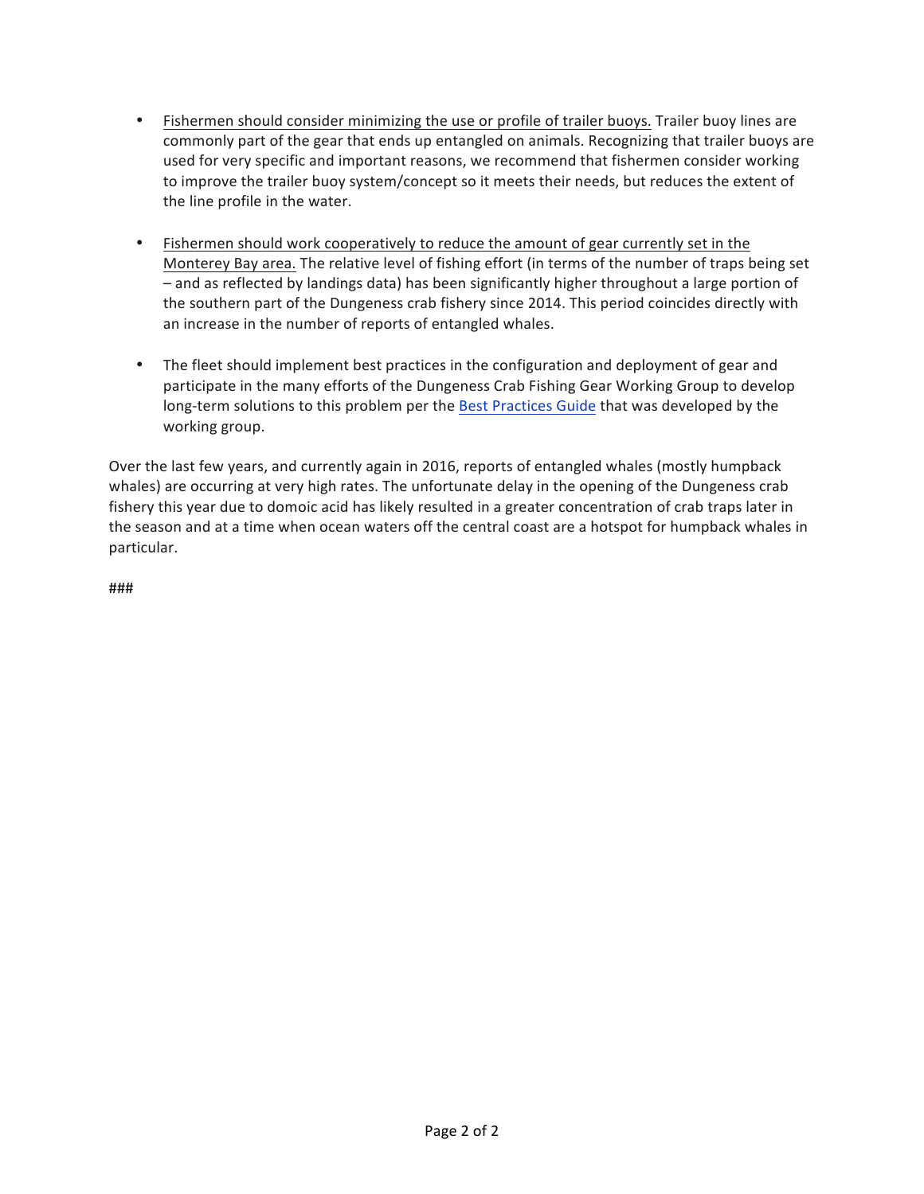- Fishermen should consider minimizing the use or profile of trailer buoys. Trailer buoy lines are commonly part of the gear that ends up entangled on animals. Recognizing that trailer buoys are used for very specific and important reasons, we recommend that fishermen consider working to improve the trailer buoy system/concept so it meets their needs, but reduces the extent of the line profile in the water.

- Fishermen should work cooperatively to reduce the amount of gear currently set in the Monterey Bay area. The relative level of fishing effort (in terms of the number of traps being set – and as reflected by landings data) has been significantly higher throughout a large portion of the southern part of the Dungeness crab fishery since 2014. This period coincides directly with an increase in the number of reports of entangled whales.

- The fleet should implement best practices in the configuration and deployment of gear and participate in the many efforts of the Dungeness Crab Fishing Gear Working Group to develop long-term solutions to this problem per the Best Practices Guide that was developed by the working group.

Over the last few years, and currently again in 2016, reports of entangled whales (mostly humpback whales) are occurring at very high rates. The unfortunate delay in the opening of the Dungeness crab fishery this year due to domoic acid has likely resulted in a greater concentration of crab traps later in the season and at a time when ocean waters off the central coast are a hotspot for humpback whales in particular.

###